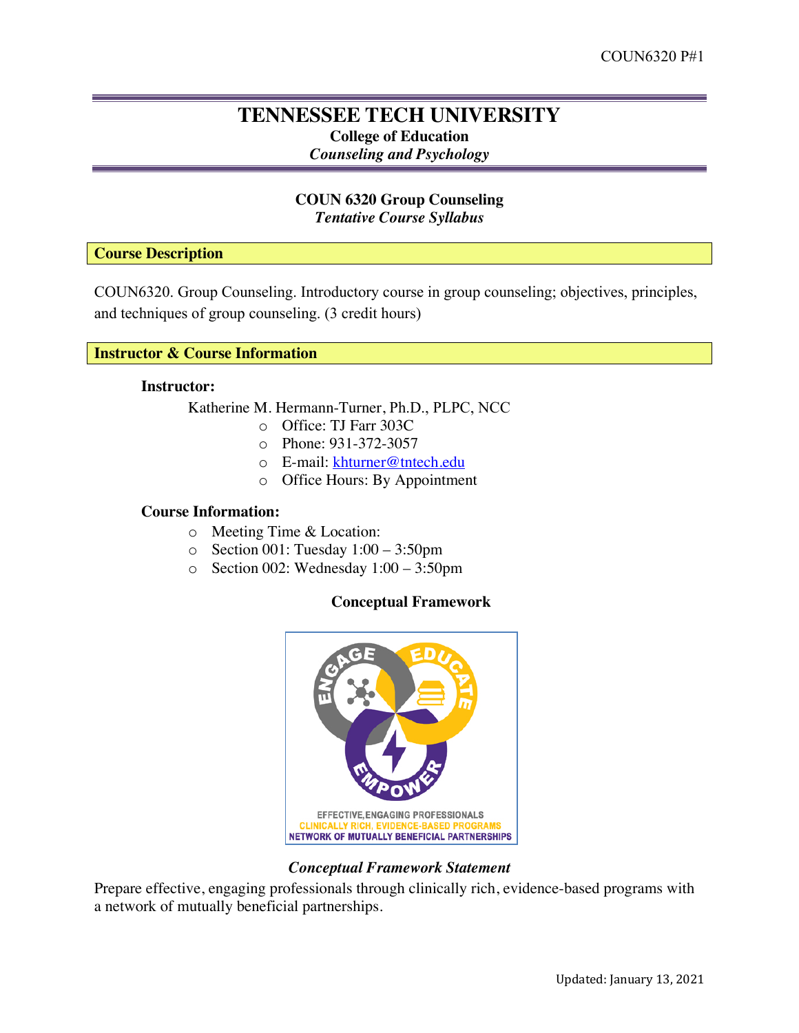# TENNESSEE TECH UNIVERSITY

**College of Education**

***Counseling and Psychology***

## COUN 6320 Group Counseling

***Tentative Course Syllabus***

### Course Description

COUN6320. Group Counseling. Introductory course in group counseling; objectives, principles, and techniques of group counseling. (3 credit hours)

### Instructor & Course Information

**Instructor:**

Katherine M. Hermann-Turner, Ph.D., PLPC, NCC

- Office: TJ Farr 303C
- Phone: 931-372-3057
- E-mail: khturner@tntech.edu
- Office Hours: By Appointment

**Course Information:**

- Meeting Time & Location:
- Section 001: Tuesday 1:00 – 3:50pm
- Section 002: Wednesday 1:00 – 3:50pm

**Conceptual Framework**

ENGAGE EDUCATE EMPOWER

EFFECTIVE, ENGAGING PROFESSIONALS
CLINICALLY RICH, EVIDENCE-BASED PROGRAMS
NETWORK OF MUTUALLY BENEFICIAL PARTNERSHIPS

***Conceptual Framework Statement***

Prepare effective, engaging professionals through clinically rich, evidence-based programs with a network of mutually beneficial partnerships.

Updated: January 13, 2021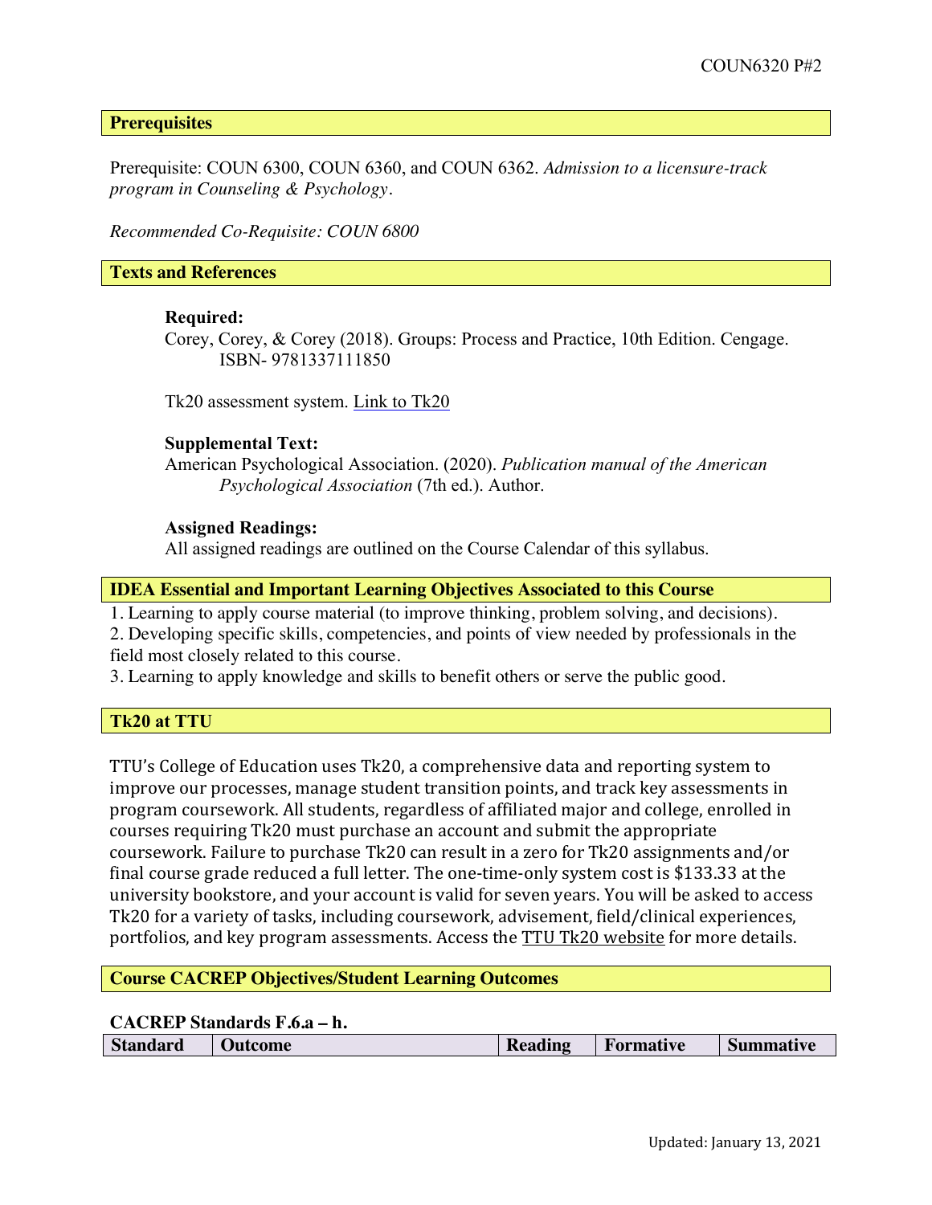## Prerequisites

Prerequisite: COUN 6300, COUN 6360, and COUN 6362. *Admission to a licensure-track program in Counseling & Psychology*.

*Recommended Co-Requisite: COUN 6800*

## Texts and References

**Required:**

Corey, Corey, & Corey (2018). Groups: Process and Practice, 10th Edition. Cengage. ISBN- 9781337111850

Tk20 assessment system. Link to Tk20

**Supplemental Text:**

American Psychological Association. (2020). *Publication manual of the American Psychological Association* (7th ed.). Author.

**Assigned Readings:**

All assigned readings are outlined on the Course Calendar of this syllabus.

## IDEA Essential and Important Learning Objectives Associated to this Course

1. Learning to apply course material (to improve thinking, problem solving, and decisions).
2. Developing specific skills, competencies, and points of view needed by professionals in the field most closely related to this course.
3. Learning to apply knowledge and skills to benefit others or serve the public good.

## Tk20 at TTU

TTU's College of Education uses Tk20, a comprehensive data and reporting system to improve our processes, manage student transition points, and track key assessments in program coursework. All students, regardless of affiliated major and college, enrolled in courses requiring Tk20 must purchase an account and submit the appropriate coursework. Failure to purchase Tk20 can result in a zero for Tk20 assignments and/or final course grade reduced a full letter. The one-time-only system cost is $133.33 at the university bookstore, and your account is valid for seven years. You will be asked to access Tk20 for a variety of tasks, including coursework, advisement, field/clinical experiences, portfolios, and key program assessments. Access the TTU Tk20 website for more details.

## Course CACREP Objectives/Student Learning Outcomes

**CACREP Standards F.6.a – h.**

| Standard | Outcome | Reading | Formative | Summative |
|---|---|---|---|---|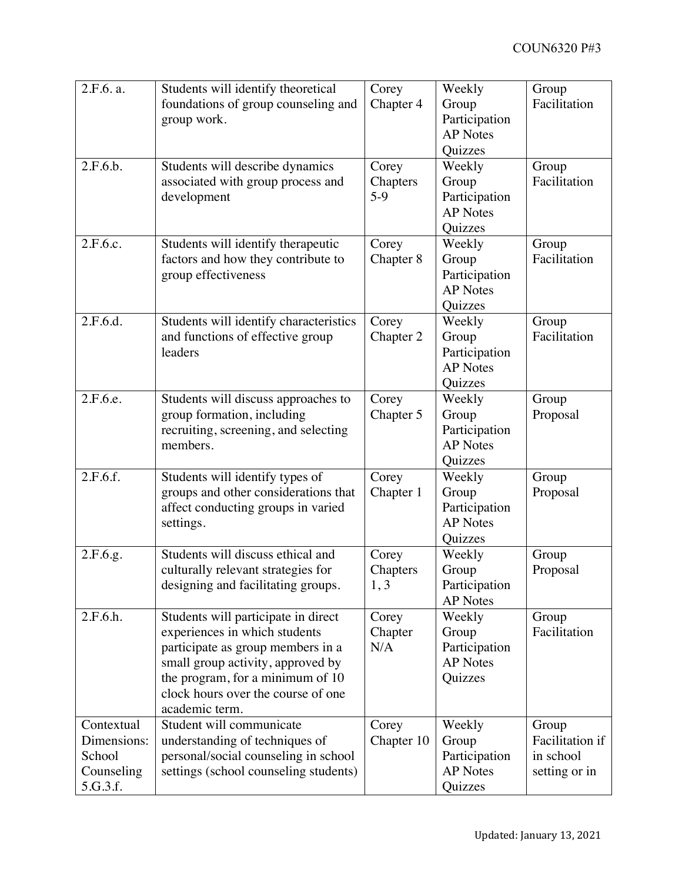| 2.F.6. a. | Students will identify theoretical foundations of group counseling and group work. | Corey Chapter 4 | Weekly Group Participation AP Notes Quizzes | Group Facilitation |
|---|---|---|---|---|
| 2.F.6.b. | Students will describe dynamics associated with group process and development | Corey Chapters 5-9 | Weekly Group Participation AP Notes Quizzes | Group Facilitation |
| 2.F.6.c. | Students will identify therapeutic factors and how they contribute to group effectiveness | Corey Chapter 8 | Weekly Group Participation AP Notes Quizzes | Group Facilitation |
| 2.F.6.d. | Students will identify characteristics and functions of effective group leaders | Corey Chapter 2 | Weekly Group Participation AP Notes Quizzes | Group Facilitation |
| 2.F.6.e. | Students will discuss approaches to group formation, including recruiting, screening, and selecting members. | Corey Chapter 5 | Weekly Group Participation AP Notes Quizzes | Group Proposal |
| 2.F.6.f. | Students will identify types of groups and other considerations that affect conducting groups in varied settings. | Corey Chapter 1 | Weekly Group Participation AP Notes Quizzes | Group Proposal |
| 2.F.6.g. | Students will discuss ethical and culturally relevant strategies for designing and facilitating groups. | Corey Chapters 1, 3 | Weekly Group Participation AP Notes | Group Proposal |
| 2.F.6.h. | Students will participate in direct experiences in which students participate as group members in a small group activity, approved by the program, for a minimum of 10 clock hours over the course of one academic term. | Corey Chapter N/A | Weekly Group Participation AP Notes Quizzes | Group Facilitation |
| Contextual Dimensions: School Counseling 5.G.3.f. | Student will communicate understanding of techniques of personal/social counseling in school settings (school counseling students) | Corey Chapter 10 | Weekly Group Participation AP Notes Quizzes | Group Facilitation if in school setting or in |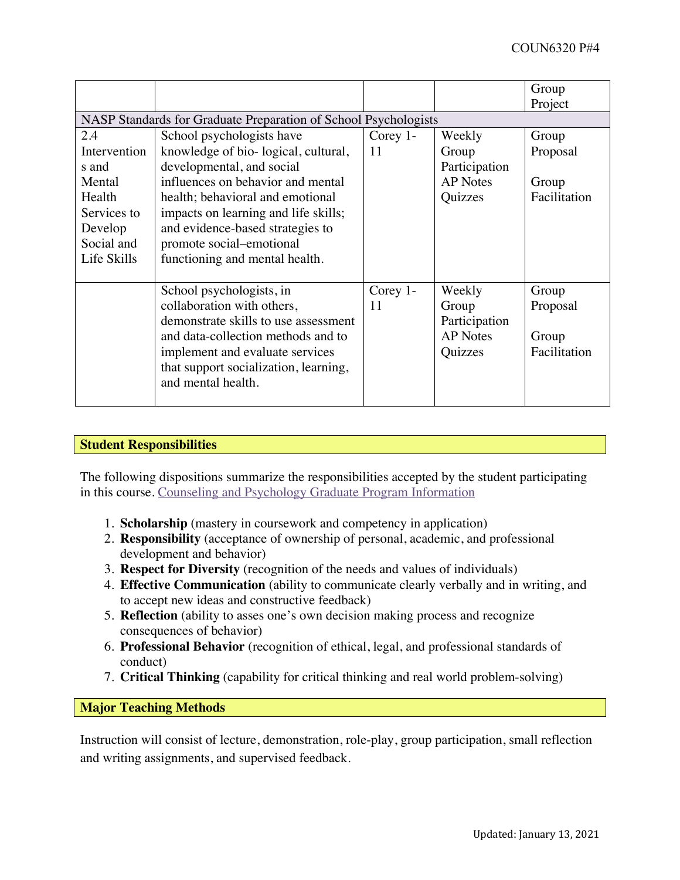| | | | | Group Project |
|---|---|---|---|---|
| NASP Standards for Graduate Preparation of School Psychologists | | | | |
| 2.4 Interventions and Mental Health Services to Develop Social and Life Skills | School psychologists have knowledge of bio- logical, cultural, developmental, and social influences on behavior and mental health; behavioral and emotional impacts on learning and life skills; and evidence-based strategies to promote social–emotional functioning and mental health. | Corey 1-11 | Weekly Group Participation AP Notes Quizzes | Group Proposal<br><br>Group Facilitation |
| | School psychologists, in collaboration with others, demonstrate skills to use assessment and data-collection methods and to implement and evaluate services that support socialization, learning, and mental health. | Corey 1-11 | Weekly Group Participation AP Notes Quizzes | Group Proposal<br><br>Group Facilitation |

## Student Responsibilities

The following dispositions summarize the responsibilities accepted by the student participating in this course. Counseling and Psychology Graduate Program Information

1. **Scholarship** (mastery in coursework and competency in application)
2. **Responsibility** (acceptance of ownership of personal, academic, and professional development and behavior)
3. **Respect for Diversity** (recognition of the needs and values of individuals)
4. **Effective Communication** (ability to communicate clearly verbally and in writing, and to accept new ideas and constructive feedback)
5. **Reflection** (ability to asses one's own decision making process and recognize consequences of behavior)
6. **Professional Behavior** (recognition of ethical, legal, and professional standards of conduct)
7. **Critical Thinking** (capability for critical thinking and real world problem-solving)

## Major Teaching Methods

Instruction will consist of lecture, demonstration, role-play, group participation, small reflection and writing assignments, and supervised feedback.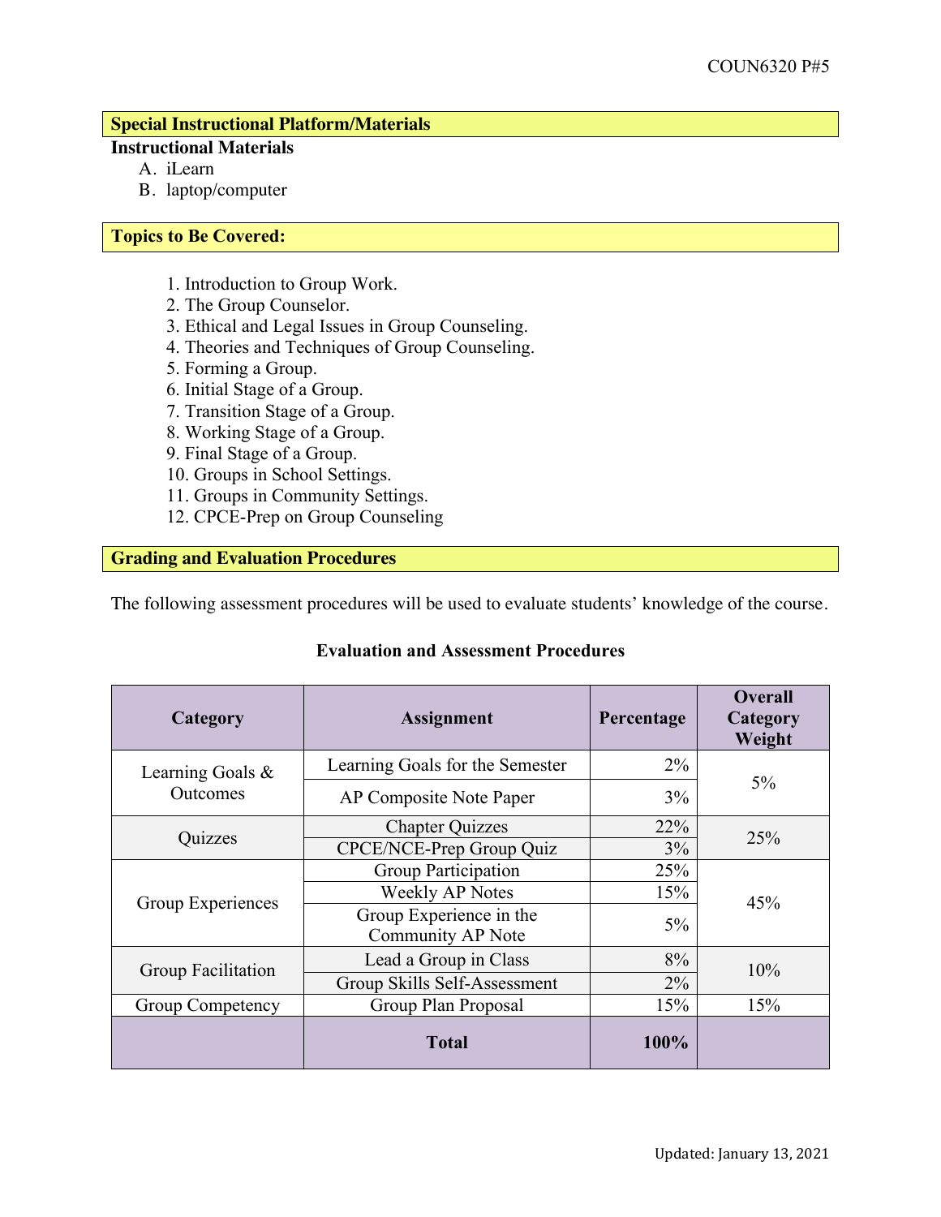## Special Instructional Platform/Materials

**Instructional Materials**

A. iLearn
B. laptop/computer

## Topics to Be Covered:

1. Introduction to Group Work.
2. The Group Counselor.
3. Ethical and Legal Issues in Group Counseling.
4. Theories and Techniques of Group Counseling.
5. Forming a Group.
6. Initial Stage of a Group.
7. Transition Stage of a Group.
8. Working Stage of a Group.
9. Final Stage of a Group.
10. Groups in School Settings.
11. Groups in Community Settings.
12. CPCE-Prep on Group Counseling

## Grading and Evaluation Procedures

The following assessment procedures will be used to evaluate students' knowledge of the course.

**Evaluation and Assessment Procedures**

| Category | Assignment | Percentage | Overall Category Weight |
|---|---|---|---|
| Learning Goals & Outcomes | Learning Goals for the Semester | 2% | 5% |
| | AP Composite Note Paper | 3% | |
| Quizzes | Chapter Quizzes | 22% | 25% |
| | CPCE/NCE-Prep Group Quiz | 3% | |
| Group Experiences | Group Participation | 25% | 45% |
| | Weekly AP Notes | 15% | |
| | Group Experience in the Community AP Note | 5% | |
| Group Facilitation | Lead a Group in Class | 8% | 10% |
| | Group Skills Self-Assessment | 2% | |
| Group Competency | Group Plan Proposal | 15% | 15% |
| | **Total** | **100%** | |

Updated: January 13, 2021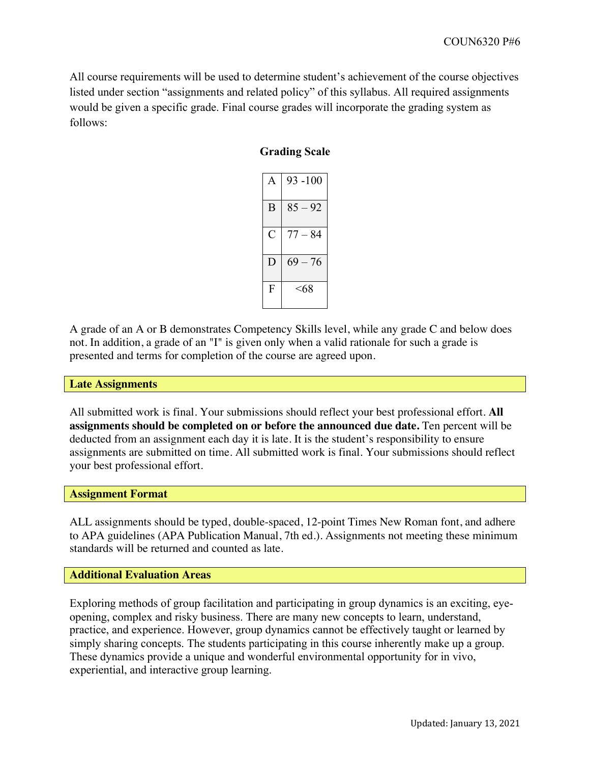All course requirements will be used to determine student's achievement of the course objectives listed under section "assignments and related policy" of this syllabus. All required assignments would be given a specific grade. Final course grades will incorporate the grading system as follows:

**Grading Scale**

| | |
|---|---|
| A | 93 -100 |
| B | 85 – 92 |
| C | 77 – 84 |
| D | 69 – 76 |
| F | <68 |

A grade of an A or B demonstrates Competency Skills level, while any grade C and below does not. In addition, a grade of an "I" is given only when a valid rationale for such a grade is presented and terms for completion of the course are agreed upon.

## Late Assignments

All submitted work is final. Your submissions should reflect your best professional effort. **All assignments should be completed on or before the announced due date.** Ten percent will be deducted from an assignment each day it is late. It is the student's responsibility to ensure assignments are submitted on time. All submitted work is final. Your submissions should reflect your best professional effort.

## Assignment Format

ALL assignments should be typed, double-spaced, 12-point Times New Roman font, and adhere to APA guidelines (APA Publication Manual, 7th ed.). Assignments not meeting these minimum standards will be returned and counted as late.

## Additional Evaluation Areas

Exploring methods of group facilitation and participating in group dynamics is an exciting, eye-opening, complex and risky business. There are many new concepts to learn, understand, practice, and experience. However, group dynamics cannot be effectively taught or learned by simply sharing concepts. The students participating in this course inherently make up a group. These dynamics provide a unique and wonderful environmental opportunity for in vivo, experiential, and interactive group learning.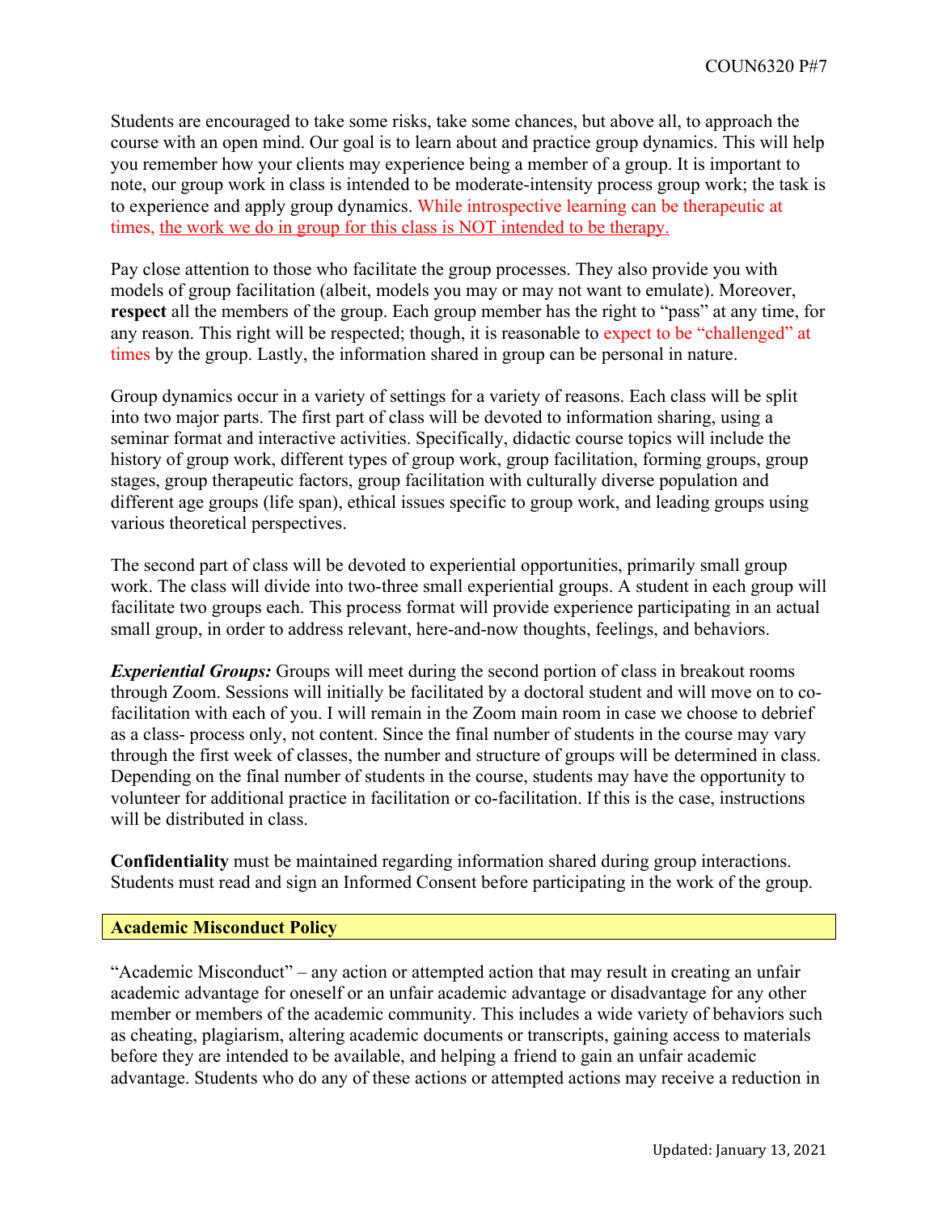Students are encouraged to take some risks, take some chances, but above all, to approach the course with an open mind. Our goal is to learn about and practice group dynamics. This will help you remember how your clients may experience being a member of a group. It is important to note, our group work in class is intended to be moderate-intensity process group work; the task is to experience and apply group dynamics. While introspective learning can be therapeutic at times, the work we do in group for this class is NOT intended to be therapy.

Pay close attention to those who facilitate the group processes. They also provide you with models of group facilitation (albeit, models you may or may not want to emulate). Moreover, **respect** all the members of the group. Each group member has the right to "pass" at any time, for any reason. This right will be respected; though, it is reasonable to expect to be "challenged" at times by the group. Lastly, the information shared in group can be personal in nature.

Group dynamics occur in a variety of settings for a variety of reasons. Each class will be split into two major parts. The first part of class will be devoted to information sharing, using a seminar format and interactive activities. Specifically, didactic course topics will include the history of group work, different types of group work, group facilitation, forming groups, group stages, group therapeutic factors, group facilitation with culturally diverse population and different age groups (life span), ethical issues specific to group work, and leading groups using various theoretical perspectives.

The second part of class will be devoted to experiential opportunities, primarily small group work. The class will divide into two-three small experiential groups. A student in each group will facilitate two groups each. This process format will provide experience participating in an actual small group, in order to address relevant, here-and-now thoughts, feelings, and behaviors.

***Experiential Groups:*** Groups will meet during the second portion of class in breakout rooms through Zoom. Sessions will initially be facilitated by a doctoral student and will move on to co-facilitation with each of you. I will remain in the Zoom main room in case we choose to debrief as a class- process only, not content. Since the final number of students in the course may vary through the first week of classes, the number and structure of groups will be determined in class. Depending on the final number of students in the course, students may have the opportunity to volunteer for additional practice in facilitation or co-facilitation. If this is the case, instructions will be distributed in class.

**Confidentiality** must be maintained regarding information shared during group interactions. Students must read and sign an Informed Consent before participating in the work of the group.

## Academic Misconduct Policy

"Academic Misconduct" – any action or attempted action that may result in creating an unfair academic advantage for oneself or an unfair academic advantage or disadvantage for any other member or members of the academic community. This includes a wide variety of behaviors such as cheating, plagiarism, altering academic documents or transcripts, gaining access to materials before they are intended to be available, and helping a friend to gain an unfair academic advantage. Students who do any of these actions or attempted actions may receive a reduction in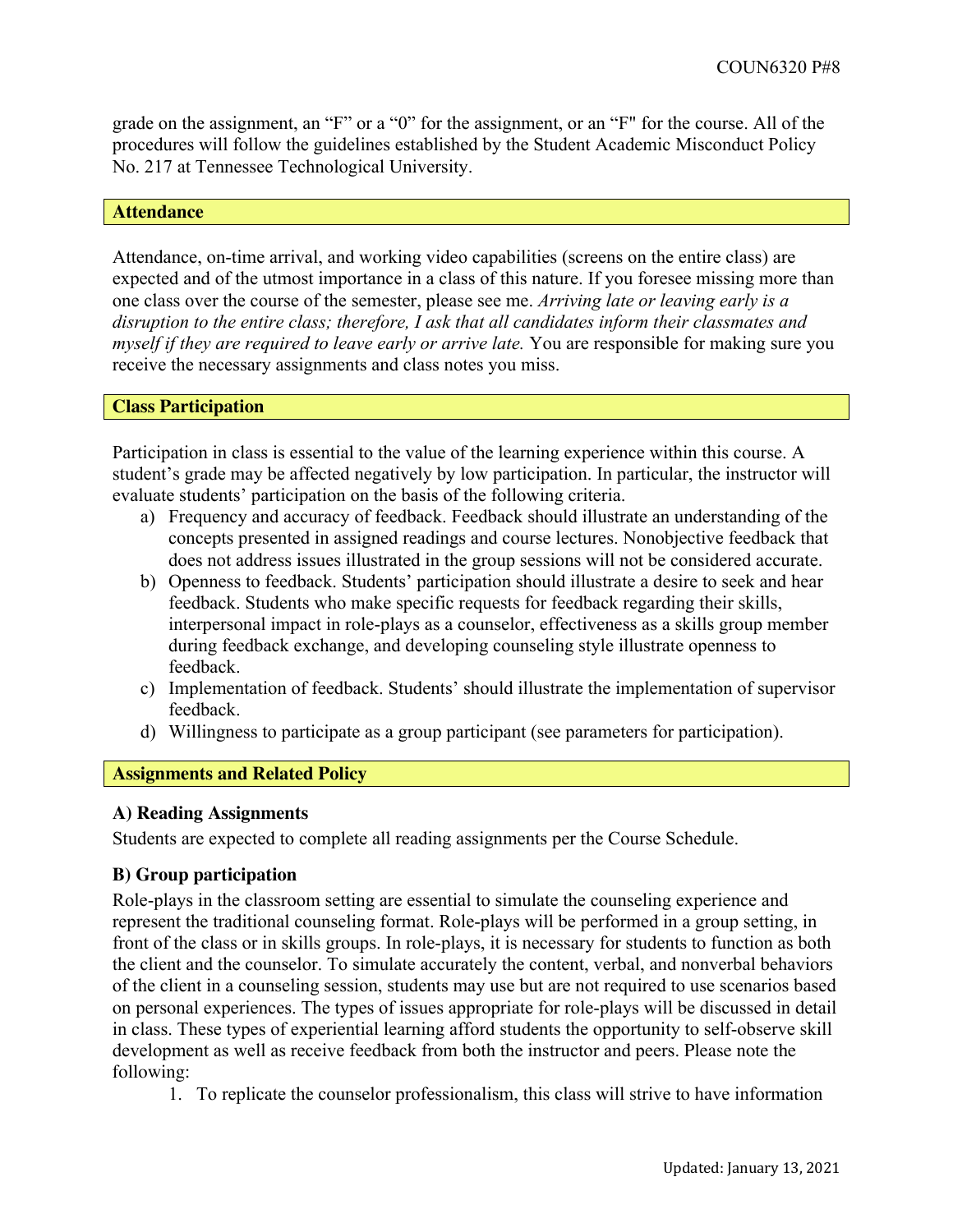grade on the assignment, an "F" or a "0" for the assignment, or an "F" for the course. All of the procedures will follow the guidelines established by the Student Academic Misconduct Policy No. 217 at Tennessee Technological University.

## Attendance

Attendance, on-time arrival, and working video capabilities (screens on the entire class) are expected and of the utmost importance in a class of this nature. If you foresee missing more than one class over the course of the semester, please see me. *Arriving late or leaving early is a disruption to the entire class; therefore, I ask that all candidates inform their classmates and myself if they are required to leave early or arrive late.* You are responsible for making sure you receive the necessary assignments and class notes you miss.

## Class Participation

Participation in class is essential to the value of the learning experience within this course. A student's grade may be affected negatively by low participation. In particular, the instructor will evaluate students' participation on the basis of the following criteria.

a) Frequency and accuracy of feedback. Feedback should illustrate an understanding of the concepts presented in assigned readings and course lectures. Nonobjective feedback that does not address issues illustrated in the group sessions will not be considered accurate.
b) Openness to feedback. Students' participation should illustrate a desire to seek and hear feedback. Students who make specific requests for feedback regarding their skills, interpersonal impact in role-plays as a counselor, effectiveness as a skills group member during feedback exchange, and developing counseling style illustrate openness to feedback.
c) Implementation of feedback. Students' should illustrate the implementation of supervisor feedback.
d) Willingness to participate as a group participant (see parameters for participation).

## Assignments and Related Policy

### A) Reading Assignments

Students are expected to complete all reading assignments per the Course Schedule.

### B) Group participation

Role-plays in the classroom setting are essential to simulate the counseling experience and represent the traditional counseling format. Role-plays will be performed in a group setting, in front of the class or in skills groups. In role-plays, it is necessary for students to function as both the client and the counselor. To simulate accurately the content, verbal, and nonverbal behaviors of the client in a counseling session, students may use but are not required to use scenarios based on personal experiences. The types of issues appropriate for role-plays will be discussed in detail in class. These types of experiential learning afford students the opportunity to self-observe skill development as well as receive feedback from both the instructor and peers. Please note the following:

1. To replicate the counselor professionalism, this class will strive to have information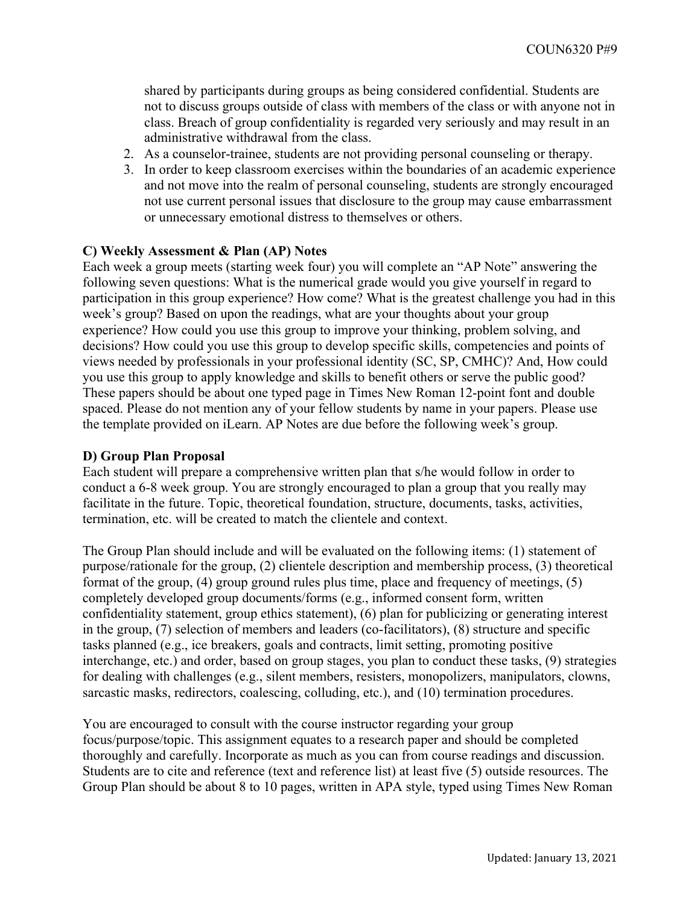shared by participants during groups as being considered confidential. Students are not to discuss groups outside of class with members of the class or with anyone not in class. Breach of group confidentiality is regarded very seriously and may result in an administrative withdrawal from the class.

2. As a counselor-trainee, students are not providing personal counseling or therapy.
3. In order to keep classroom exercises within the boundaries of an academic experience and not move into the realm of personal counseling, students are strongly encouraged not use current personal issues that disclosure to the group may cause embarrassment or unnecessary emotional distress to themselves or others.

**C) Weekly Assessment & Plan (AP) Notes**

Each week a group meets (starting week four) you will complete an "AP Note" answering the following seven questions: What is the numerical grade would you give yourself in regard to participation in this group experience? How come? What is the greatest challenge you had in this week's group? Based on upon the readings, what are your thoughts about your group experience? How could you use this group to improve your thinking, problem solving, and decisions? How could you use this group to develop specific skills, competencies and points of views needed by professionals in your professional identity (SC, SP, CMHC)? And, How could you use this group to apply knowledge and skills to benefit others or serve the public good? These papers should be about one typed page in Times New Roman 12-point font and double spaced. Please do not mention any of your fellow students by name in your papers. Please use the template provided on iLearn. AP Notes are due before the following week's group.

**D) Group Plan Proposal**

Each student will prepare a comprehensive written plan that s/he would follow in order to conduct a 6-8 week group. You are strongly encouraged to plan a group that you really may facilitate in the future. Topic, theoretical foundation, structure, documents, tasks, activities, termination, etc. will be created to match the clientele and context.

The Group Plan should include and will be evaluated on the following items: (1) statement of purpose/rationale for the group, (2) clientele description and membership process, (3) theoretical format of the group, (4) group ground rules plus time, place and frequency of meetings, (5) completely developed group documents/forms (e.g., informed consent form, written confidentiality statement, group ethics statement), (6) plan for publicizing or generating interest in the group, (7) selection of members and leaders (co-facilitators), (8) structure and specific tasks planned (e.g., ice breakers, goals and contracts, limit setting, promoting positive interchange, etc.) and order, based on group stages, you plan to conduct these tasks, (9) strategies for dealing with challenges (e.g., silent members, resisters, monopolizers, manipulators, clowns, sarcastic masks, redirectors, coalescing, colluding, etc.), and (10) termination procedures.

You are encouraged to consult with the course instructor regarding your group focus/purpose/topic. This assignment equates to a research paper and should be completed thoroughly and carefully. Incorporate as much as you can from course readings and discussion. Students are to cite and reference (text and reference list) at least five (5) outside resources. The Group Plan should be about 8 to 10 pages, written in APA style, typed using Times New Roman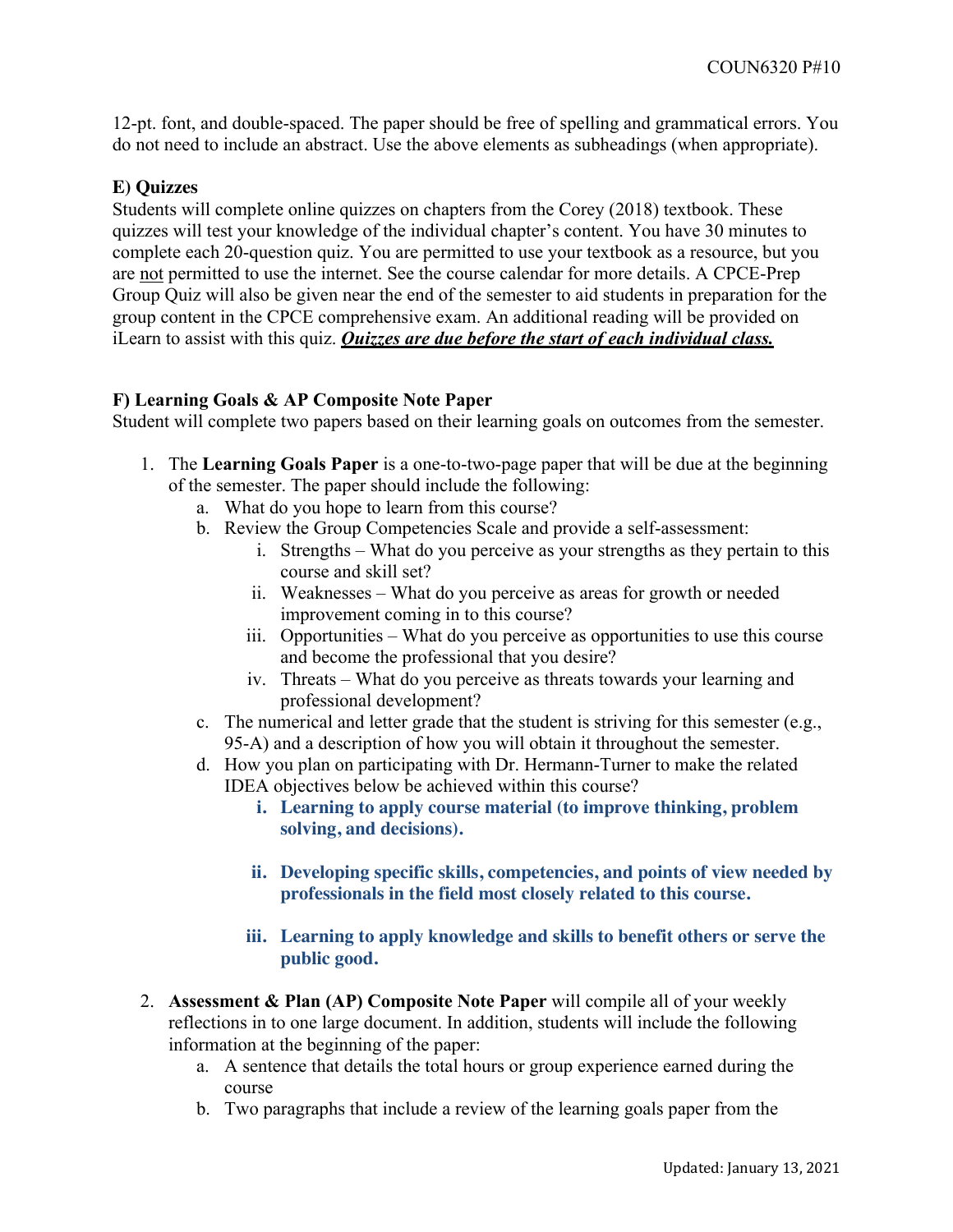12-pt. font, and double-spaced. The paper should be free of spelling and grammatical errors. You do not need to include an abstract. Use the above elements as subheadings (when appropriate).

**E) Quizzes**

Students will complete online quizzes on chapters from the Corey (2018) textbook. These quizzes will test your knowledge of the individual chapter's content. You have 30 minutes to complete each 20-question quiz. You are permitted to use your textbook as a resource, but you are <u>not</u> permitted to use the internet. See the course calendar for more details. A CPCE-Prep Group Quiz will also be given near the end of the semester to aid students in preparation for the group content in the CPCE comprehensive exam. An additional reading will be provided on iLearn to assist with this quiz. ***<u>Quizzes are due before the start of each individual class.</u>***

**F) Learning Goals & AP Composite Note Paper**

Student will complete two papers based on their learning goals on outcomes from the semester.

1. The **Learning Goals Paper** is a one-to-two-page paper that will be due at the beginning of the semester. The paper should include the following:
   a. What do you hope to learn from this course?
   b. Review the Group Competencies Scale and provide a self-assessment:
      i. Strengths – What do you perceive as your strengths as they pertain to this course and skill set?
      ii. Weaknesses – What do you perceive as areas for growth or needed improvement coming in to this course?
      iii. Opportunities – What do you perceive as opportunities to use this course and become the professional that you desire?
      iv. Threats – What do you perceive as threats towards your learning and professional development?
   c. The numerical and letter grade that the student is striving for this semester (e.g., 95-A) and a description of how you will obtain it throughout the semester.
   d. How you plan on participating with Dr. Hermann-Turner to make the related IDEA objectives below be achieved within this course?
      i. **Learning to apply course material (to improve thinking, problem solving, and decisions).**
      ii. **Developing specific skills, competencies, and points of view needed by professionals in the field most closely related to this course.**
      iii. **Learning to apply knowledge and skills to benefit others or serve the public good.**
2. **Assessment & Plan (AP) Composite Note Paper** will compile all of your weekly reflections in to one large document. In addition, students will include the following information at the beginning of the paper:
   a. A sentence that details the total hours or group experience earned during the course
   b. Two paragraphs that include a review of the learning goals paper from the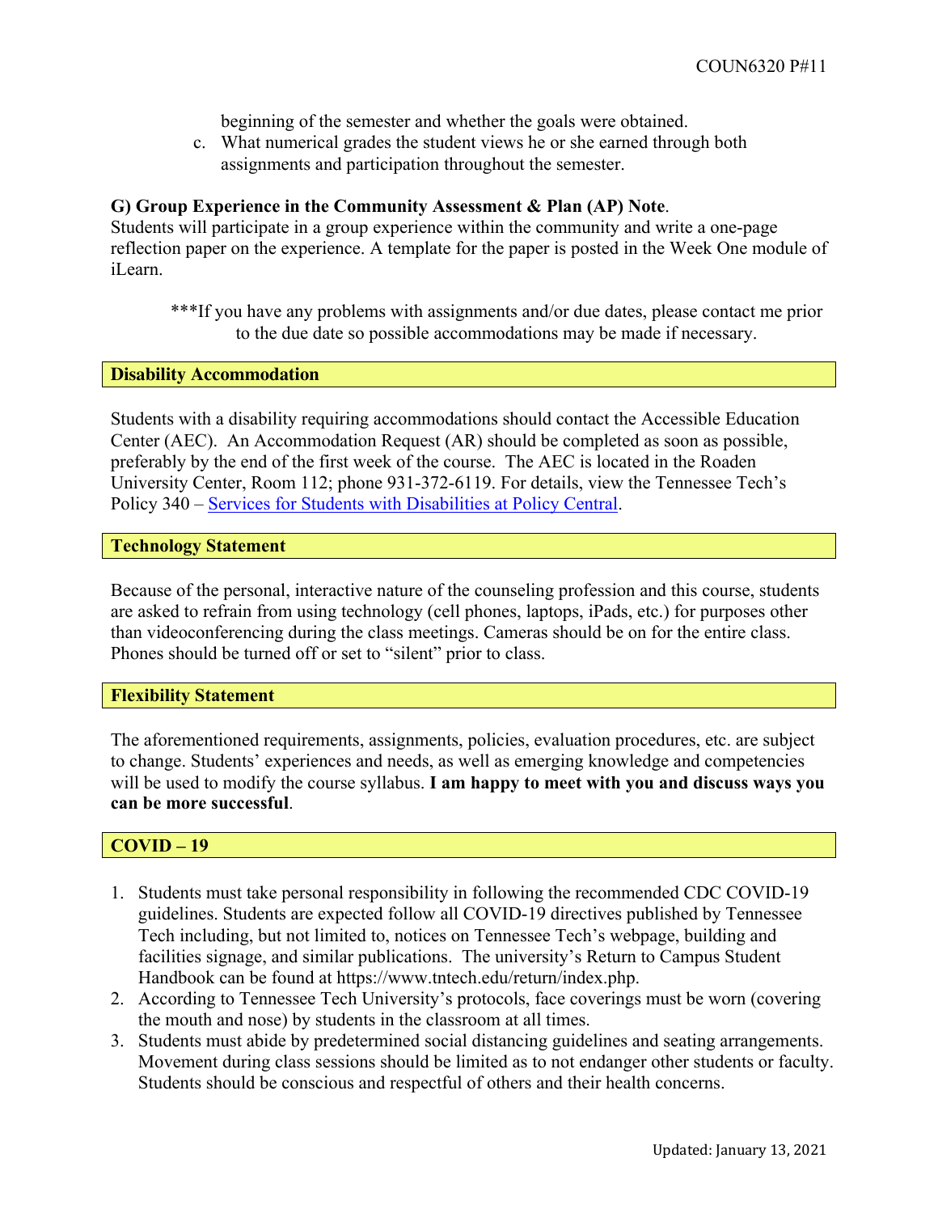beginning of the semester and whether the goals were obtained.

c. What numerical grades the student views he or she earned through both assignments and participation throughout the semester.

**G) Group Experience in the Community Assessment & Plan (AP) Note**.
Students will participate in a group experience within the community and write a one-page reflection paper on the experience. A template for the paper is posted in the Week One module of iLearn.

***If you have any problems with assignments and/or due dates, please contact me prior to the due date so possible accommodations may be made if necessary.

**Disability Accommodation**

Students with a disability requiring accommodations should contact the Accessible Education Center (AEC). An Accommodation Request (AR) should be completed as soon as possible, preferably by the end of the first week of the course. The AEC is located in the Roaden University Center, Room 112; phone 931-372-6119. For details, view the Tennessee Tech's Policy 340 – Services for Students with Disabilities at Policy Central.

**Technology Statement**

Because of the personal, interactive nature of the counseling profession and this course, students are asked to refrain from using technology (cell phones, laptops, iPads, etc.) for purposes other than videoconferencing during the class meetings. Cameras should be on for the entire class. Phones should be turned off or set to "silent" prior to class.

**Flexibility Statement**

The aforementioned requirements, assignments, policies, evaluation procedures, etc. are subject to change. Students' experiences and needs, as well as emerging knowledge and competencies will be used to modify the course syllabus. **I am happy to meet with you and discuss ways you can be more successful**.

**COVID – 19**

1. Students must take personal responsibility in following the recommended CDC COVID-19 guidelines. Students are expected follow all COVID-19 directives published by Tennessee Tech including, but not limited to, notices on Tennessee Tech's webpage, building and facilities signage, and similar publications. The university's Return to Campus Student Handbook can be found at https://www.tntech.edu/return/index.php.
2. According to Tennessee Tech University's protocols, face coverings must be worn (covering the mouth and nose) by students in the classroom at all times.
3. Students must abide by predetermined social distancing guidelines and seating arrangements. Movement during class sessions should be limited as to not endanger other students or faculty. Students should be conscious and respectful of others and their health concerns.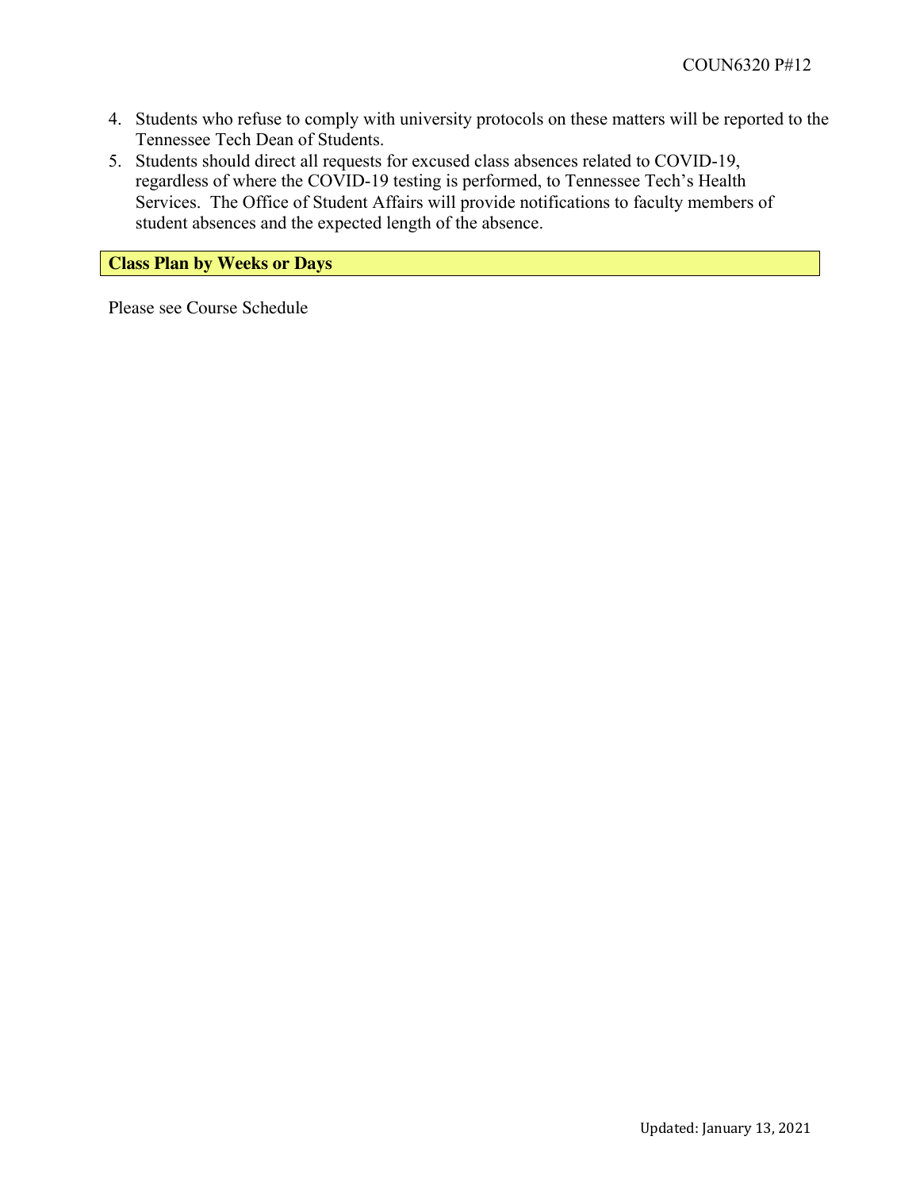4. Students who refuse to comply with university protocols on these matters will be reported to the Tennessee Tech Dean of Students.
5. Students should direct all requests for excused class absences related to COVID-19, regardless of where the COVID-19 testing is performed, to Tennessee Tech's Health Services. The Office of Student Affairs will provide notifications to faculty members of student absences and the expected length of the absence.

## Class Plan by Weeks or Days

Please see Course Schedule